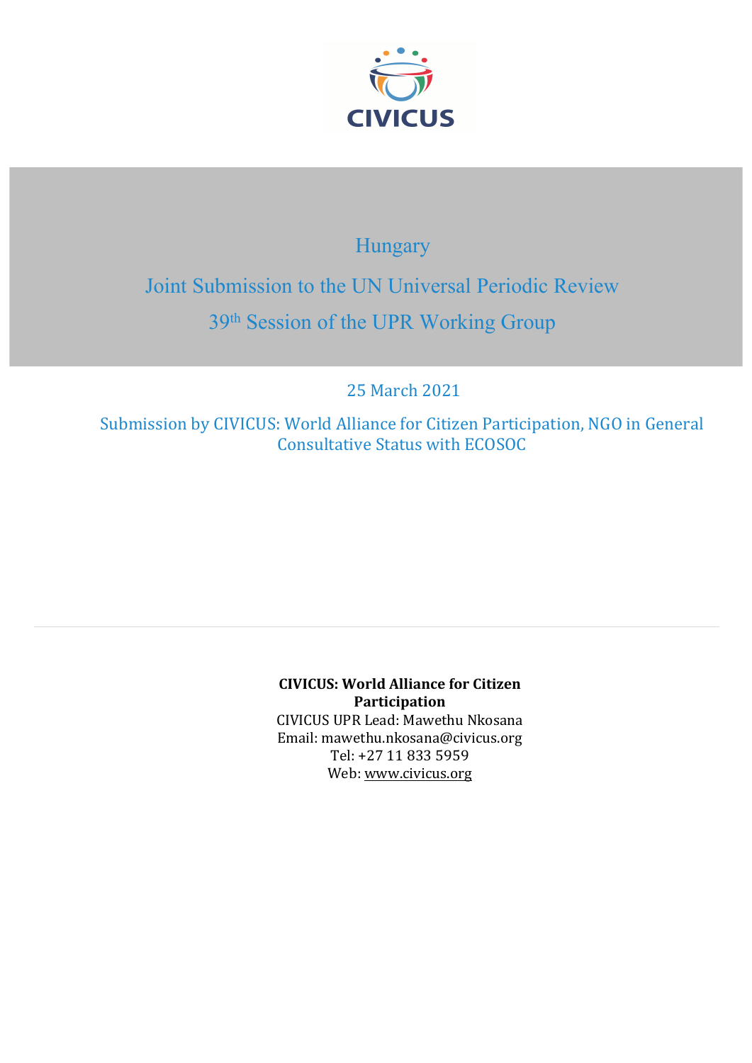CIVICUS

# Hungary

## Joint Submission to the UN Universal Periodic Review

## 39th Session of the UPR Working Group

25 March 2021

Submission by CIVICUS: World Alliance for Citizen Participation, NGO in General Consultative Status with ECOSOC

---

**CIVICUS: World Alliance for Citizen Participation**
CIVICUS UPR Lead: Mawethu Nkosana
Email: mawethu.nkosana@civicus.org
Tel: +27 11 833 5959
Web: www.civicus.org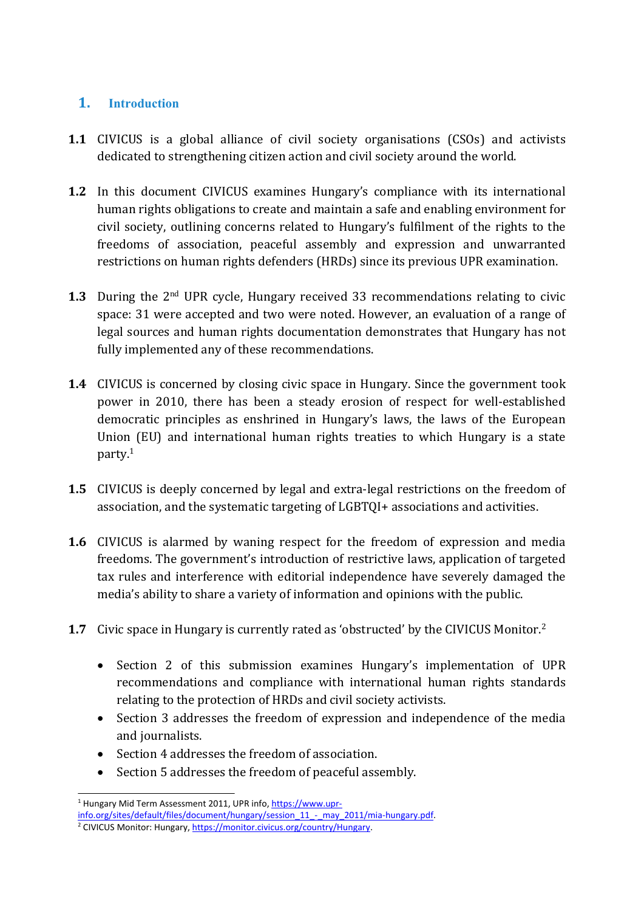## 1. Introduction

**1.1** CIVICUS is a global alliance of civil society organisations (CSOs) and activists dedicated to strengthening citizen action and civil society around the world.

**1.2** In this document CIVICUS examines Hungary's compliance with its international human rights obligations to create and maintain a safe and enabling environment for civil society, outlining concerns related to Hungary's fulfilment of the rights to the freedoms of association, peaceful assembly and expression and unwarranted restrictions on human rights defenders (HRDs) since its previous UPR examination.

**1.3** During the 2nd UPR cycle, Hungary received 33 recommendations relating to civic space: 31 were accepted and two were noted. However, an evaluation of a range of legal sources and human rights documentation demonstrates that Hungary has not fully implemented any of these recommendations.

**1.4** CIVICUS is concerned by closing civic space in Hungary. Since the government took power in 2010, there has been a steady erosion of respect for well-established democratic principles as enshrined in Hungary's laws, the laws of the European Union (EU) and international human rights treaties to which Hungary is a state party.[1]

**1.5** CIVICUS is deeply concerned by legal and extra-legal restrictions on the freedom of association, and the systematic targeting of LGBTQI+ associations and activities.

**1.6** CIVICUS is alarmed by waning respect for the freedom of expression and media freedoms. The government's introduction of restrictive laws, application of targeted tax rules and interference with editorial independence have severely damaged the media's ability to share a variety of information and opinions with the public.

**1.7** Civic space in Hungary is currently rated as 'obstructed' by the CIVICUS Monitor.[2]

- Section 2 of this submission examines Hungary's implementation of UPR recommendations and compliance with international human rights standards relating to the protection of HRDs and civil society activists.
- Section 3 addresses the freedom of expression and independence of the media and journalists.
- Section 4 addresses the freedom of association.
- Section 5 addresses the freedom of peaceful assembly.

---

[1] Hungary Mid Term Assessment 2011, UPR info, https://www.upr-info.org/sites/default/files/document/hungary/session_11_-_may_2011/mia-hungary.pdf.

[2] CIVICUS Monitor: Hungary, https://monitor.civicus.org/country/Hungary.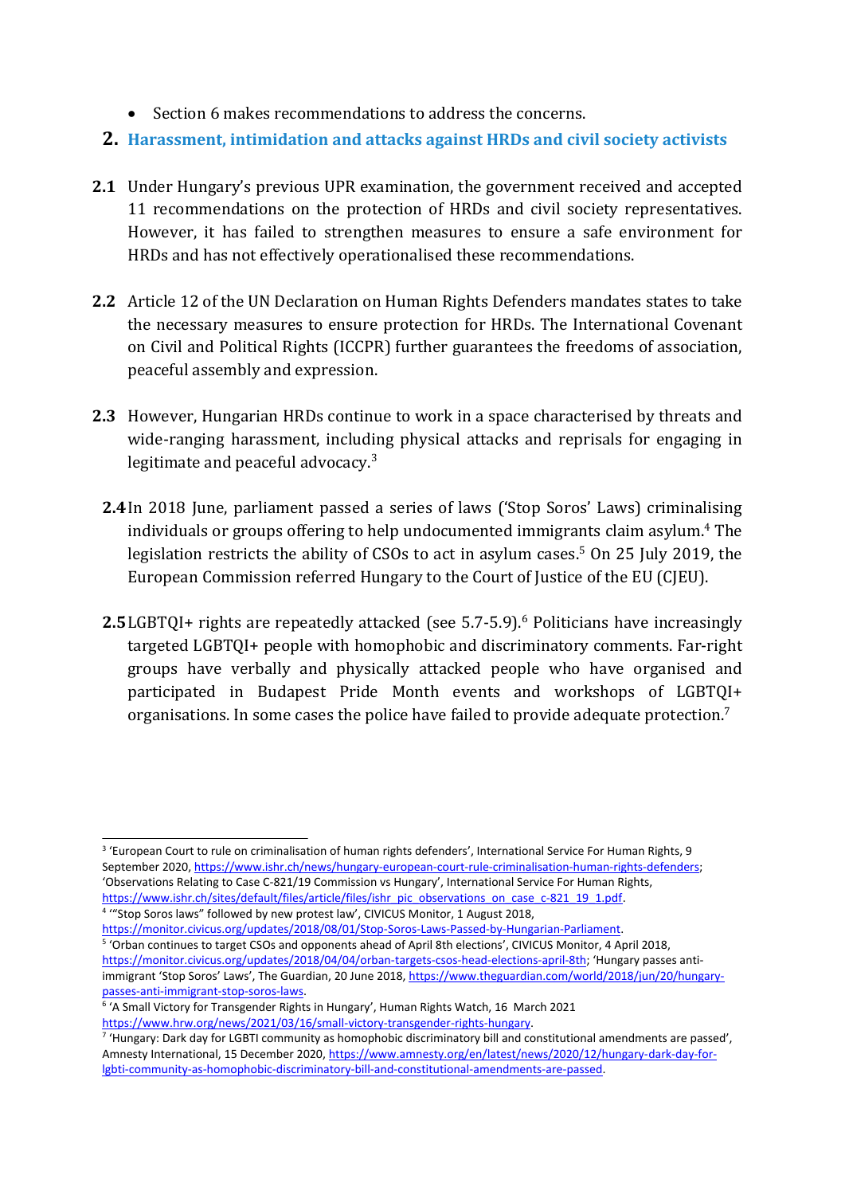- Section 6 makes recommendations to address the concerns.

## 2. Harassment, intimidation and attacks against HRDs and civil society activists

**2.1** Under Hungary's previous UPR examination, the government received and accepted 11 recommendations on the protection of HRDs and civil society representatives. However, it has failed to strengthen measures to ensure a safe environment for HRDs and has not effectively operationalised these recommendations.

**2.2** Article 12 of the UN Declaration on Human Rights Defenders mandates states to take the necessary measures to ensure protection for HRDs. The International Covenant on Civil and Political Rights (ICCPR) further guarantees the freedoms of association, peaceful assembly and expression.

**2.3** However, Hungarian HRDs continue to work in a space characterised by threats and wide-ranging harassment, including physical attacks and reprisals for engaging in legitimate and peaceful advocacy.[3]

**2.4** In 2018 June, parliament passed a series of laws ('Stop Soros' Laws) criminalising individuals or groups offering to help undocumented immigrants claim asylum.[4] The legislation restricts the ability of CSOs to act in asylum cases.[5] On 25 July 2019, the European Commission referred Hungary to the Court of Justice of the EU (CJEU).

**2.5** LGBTQI+ rights are repeatedly attacked (see 5.7-5.9).[6] Politicians have increasingly targeted LGBTQI+ people with homophobic and discriminatory comments. Far-right groups have verbally and physically attacked people who have organised and participated in Budapest Pride Month events and workshops of LGBTQI+ organisations. In some cases the police have failed to provide adequate protection.[7]

---

[3] 'European Court to rule on criminalisation of human rights defenders', International Service For Human Rights, 9 September 2020, https://www.ishr.ch/news/hungary-european-court-rule-criminalisation-human-rights-defenders; 'Observations Relating to Case C-821/19 Commission vs Hungary', International Service For Human Rights, https://www.ishr.ch/sites/default/files/article/files/ishr_pic_observations_on_case_c-821_19_1.pdf.

[4] '"Stop Soros laws" followed by new protest law', CIVICUS Monitor, 1 August 2018, https://monitor.civicus.org/updates/2018/08/01/Stop-Soros-Laws-Passed-by-Hungarian-Parliament.

[5] 'Orban continues to target CSOs and opponents ahead of April 8th elections', CIVICUS Monitor, 4 April 2018, https://monitor.civicus.org/updates/2018/04/04/orban-targets-csos-head-elections-april-8th; 'Hungary passes anti-immigrant 'Stop Soros' Laws', The Guardian, 20 June 2018, https://www.theguardian.com/world/2018/jun/20/hungary-passes-anti-immigrant-stop-soros-laws.

[6] 'A Small Victory for Transgender Rights in Hungary', Human Rights Watch, 16 March 2021 https://www.hrw.org/news/2021/03/16/small-victory-transgender-rights-hungary.

[7] 'Hungary: Dark day for LGBTI community as homophobic discriminatory bill and constitutional amendments are passed', Amnesty International, 15 December 2020, https://www.amnesty.org/en/latest/news/2020/12/hungary-dark-day-for-lgbti-community-as-homophobic-discriminatory-bill-and-constitutional-amendments-are-passed.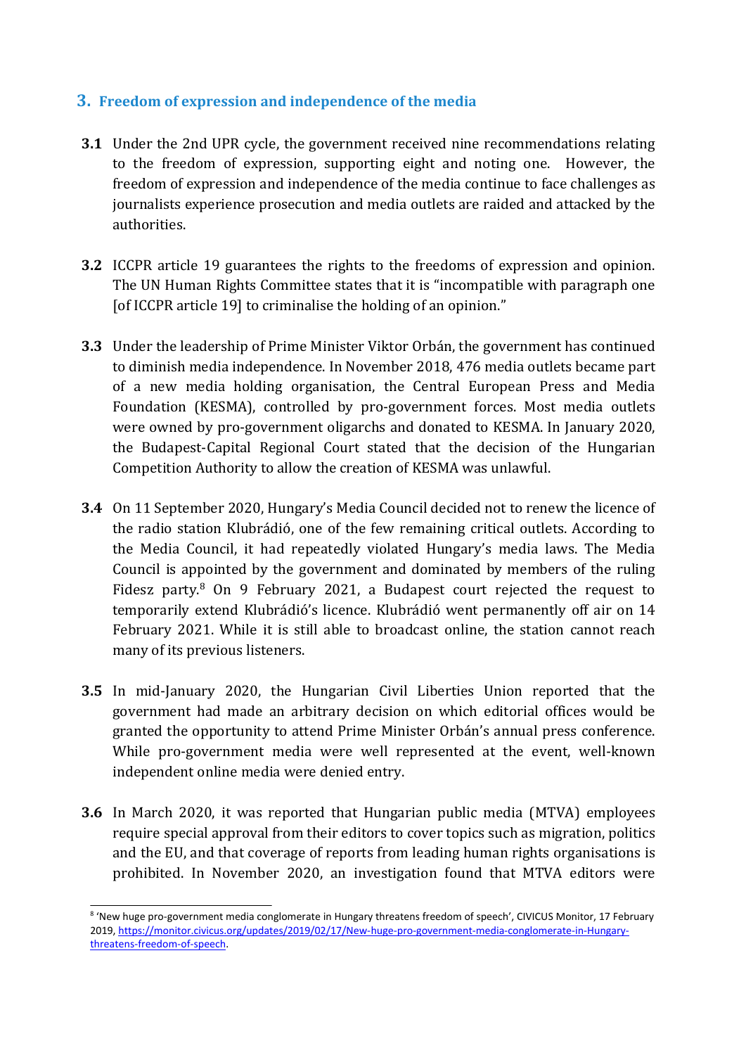## 3. Freedom of expression and independence of the media

**3.1** Under the 2nd UPR cycle, the government received nine recommendations relating to the freedom of expression, supporting eight and noting one. However, the freedom of expression and independence of the media continue to face challenges as journalists experience prosecution and media outlets are raided and attacked by the authorities.

**3.2** ICCPR article 19 guarantees the rights to the freedoms of expression and opinion. The UN Human Rights Committee states that it is "incompatible with paragraph one [of ICCPR article 19] to criminalise the holding of an opinion."

**3.3** Under the leadership of Prime Minister Viktor Orbán, the government has continued to diminish media independence. In November 2018, 476 media outlets became part of a new media holding organisation, the Central European Press and Media Foundation (KESMA), controlled by pro-government forces. Most media outlets were owned by pro-government oligarchs and donated to KESMA. In January 2020, the Budapest-Capital Regional Court stated that the decision of the Hungarian Competition Authority to allow the creation of KESMA was unlawful.

**3.4** On 11 September 2020, Hungary's Media Council decided not to renew the licence of the radio station Klubrádió, one of the few remaining critical outlets. According to the Media Council, it had repeatedly violated Hungary's media laws. The Media Council is appointed by the government and dominated by members of the ruling Fidesz party.[8] On 9 February 2021, a Budapest court rejected the request to temporarily extend Klubrádió's licence. Klubrádió went permanently off air on 14 February 2021. While it is still able to broadcast online, the station cannot reach many of its previous listeners.

**3.5** In mid-January 2020, the Hungarian Civil Liberties Union reported that the government had made an arbitrary decision on which editorial offices would be granted the opportunity to attend Prime Minister Orbán's annual press conference. While pro-government media were well represented at the event, well-known independent online media were denied entry.

**3.6** In March 2020, it was reported that Hungarian public media (MTVA) employees require special approval from their editors to cover topics such as migration, politics and the EU, and that coverage of reports from leading human rights organisations is prohibited. In November 2020, an investigation found that MTVA editors were

---

[8] 'New huge pro-government media conglomerate in Hungary threatens freedom of speech', CIVICUS Monitor, 17 February 2019, https://monitor.civicus.org/updates/2019/02/17/New-huge-pro-government-media-conglomerate-in-Hungary-threatens-freedom-of-speech.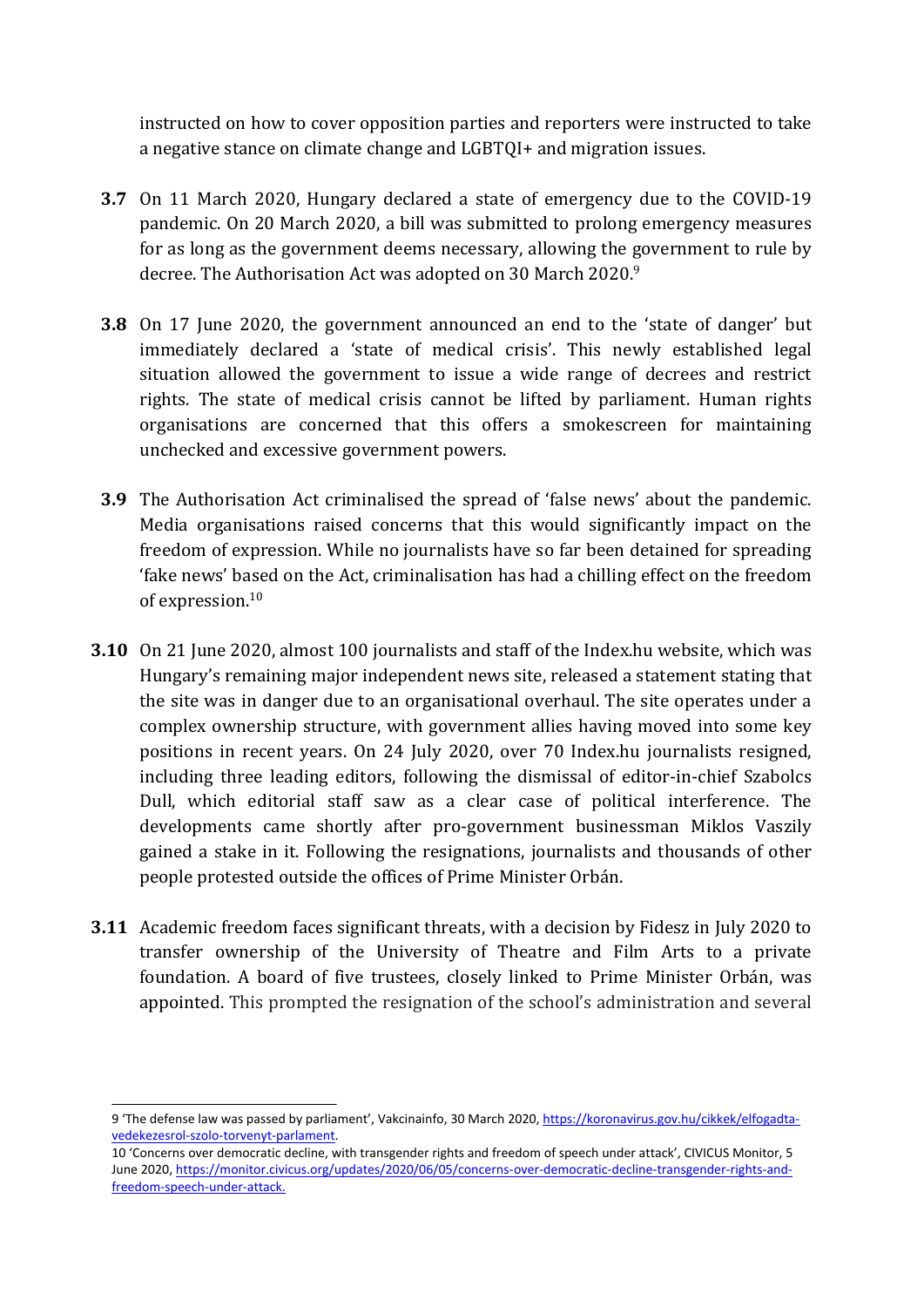instructed on how to cover opposition parties and reporters were instructed to take a negative stance on climate change and LGBTQI+ and migration issues.

**3.7** On 11 March 2020, Hungary declared a state of emergency due to the COVID-19 pandemic. On 20 March 2020, a bill was submitted to prolong emergency measures for as long as the government deems necessary, allowing the government to rule by decree. The Authorisation Act was adopted on 30 March 2020.[9]

**3.8** On 17 June 2020, the government announced an end to the 'state of danger' but immediately declared a 'state of medical crisis'. This newly established legal situation allowed the government to issue a wide range of decrees and restrict rights. The state of medical crisis cannot be lifted by parliament. Human rights organisations are concerned that this offers a smokescreen for maintaining unchecked and excessive government powers.

**3.9** The Authorisation Act criminalised the spread of 'false news' about the pandemic. Media organisations raised concerns that this would significantly impact on the freedom of expression. While no journalists have so far been detained for spreading 'fake news' based on the Act, criminalisation has had a chilling effect on the freedom of expression.[10]

**3.10** On 21 June 2020, almost 100 journalists and staff of the Index.hu website, which was Hungary's remaining major independent news site, released a statement stating that the site was in danger due to an organisational overhaul. The site operates under a complex ownership structure, with government allies having moved into some key positions in recent years. On 24 July 2020, over 70 Index.hu journalists resigned, including three leading editors, following the dismissal of editor-in-chief Szabolcs Dull, which editorial staff saw as a clear case of political interference. The developments came shortly after pro-government businessman Miklos Vaszily gained a stake in it. Following the resignations, journalists and thousands of other people protested outside the offices of Prime Minister Orbán.

**3.11** Academic freedom faces significant threats, with a decision by Fidesz in July 2020 to transfer ownership of the University of Theatre and Film Arts to a private foundation. A board of five trustees, closely linked to Prime Minister Orbán, was appointed. This prompted the resignation of the school's administration and several

---

9 'The defense law was passed by parliament', Vakcinainfo, 30 March 2020, https://koronavirus.gov.hu/cikkek/elfogadta-vedekezesrol-szolo-torvenyt-parlament.

10 'Concerns over democratic decline, with transgender rights and freedom of speech under attack', CIVICUS Monitor, 5 June 2020, https://monitor.civicus.org/updates/2020/06/05/concerns-over-democratic-decline-transgender-rights-and-freedom-speech-under-attack.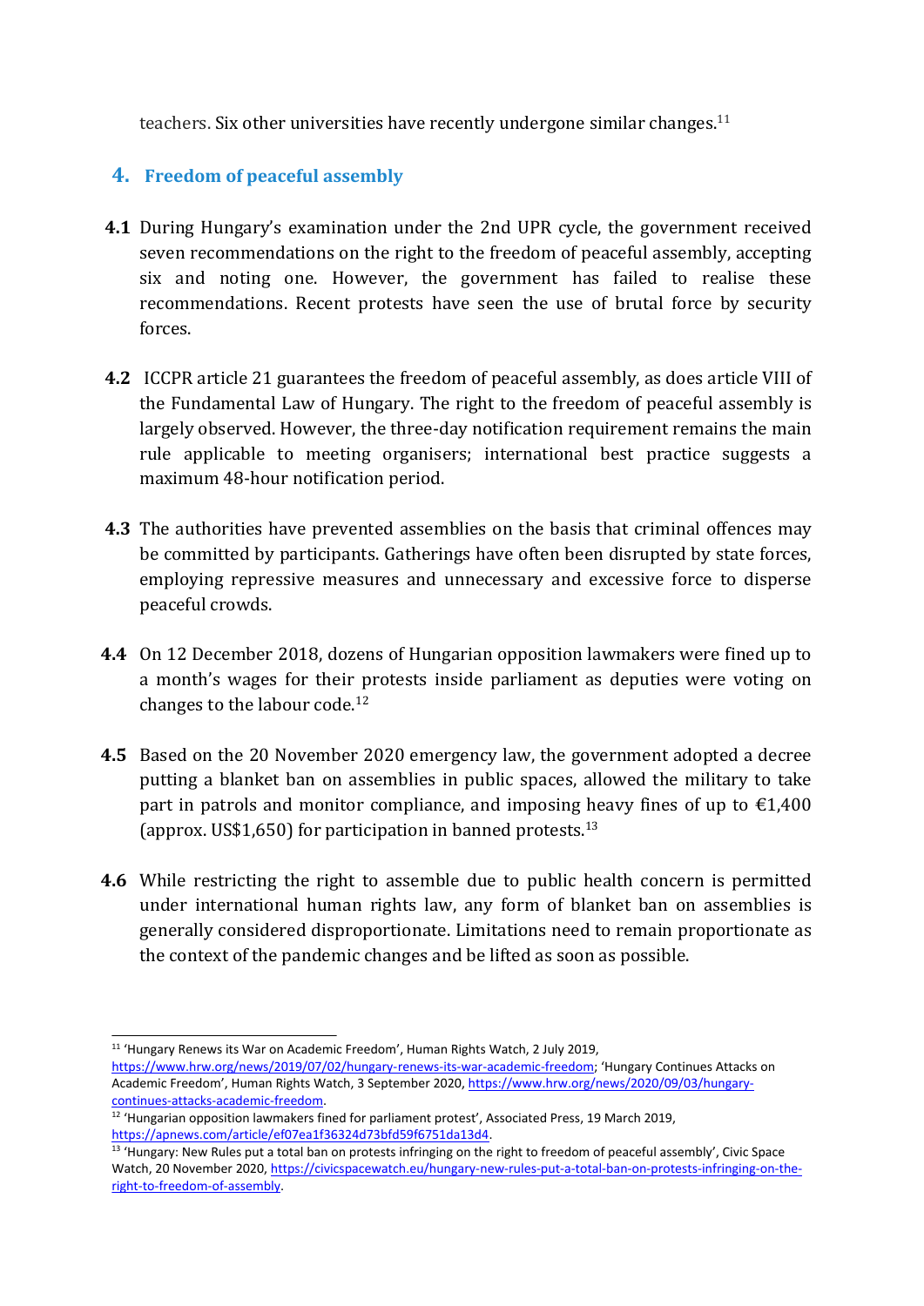teachers. Six other universities have recently undergone similar changes.[11]

## 4. Freedom of peaceful assembly

**4.1** During Hungary's examination under the 2nd UPR cycle, the government received seven recommendations on the right to the freedom of peaceful assembly, accepting six and noting one. However, the government has failed to realise these recommendations. Recent protests have seen the use of brutal force by security forces.

**4.2** ICCPR article 21 guarantees the freedom of peaceful assembly, as does article VIII of the Fundamental Law of Hungary. The right to the freedom of peaceful assembly is largely observed. However, the three-day notification requirement remains the main rule applicable to meeting organisers; international best practice suggests a maximum 48-hour notification period.

**4.3** The authorities have prevented assemblies on the basis that criminal offences may be committed by participants. Gatherings have often been disrupted by state forces, employing repressive measures and unnecessary and excessive force to disperse peaceful crowds.

**4.4** On 12 December 2018, dozens of Hungarian opposition lawmakers were fined up to a month's wages for their protests inside parliament as deputies were voting on changes to the labour code.[12]

**4.5** Based on the 20 November 2020 emergency law, the government adopted a decree putting a blanket ban on assemblies in public spaces, allowed the military to take part in patrols and monitor compliance, and imposing heavy fines of up to €1,400 (approx. US$1,650) for participation in banned protests.[13]

**4.6** While restricting the right to assemble due to public health concern is permitted under international human rights law, any form of blanket ban on assemblies is generally considered disproportionate. Limitations need to remain proportionate as the context of the pandemic changes and be lifted as soon as possible.

---

[11] 'Hungary Renews its War on Academic Freedom', Human Rights Watch, 2 July 2019, https://www.hrw.org/news/2019/07/02/hungary-renews-its-war-academic-freedom; 'Hungary Continues Attacks on Academic Freedom', Human Rights Watch, 3 September 2020, https://www.hrw.org/news/2020/09/03/hungary-continues-attacks-academic-freedom.

[12] 'Hungarian opposition lawmakers fined for parliament protest', Associated Press, 19 March 2019, https://apnews.com/article/ef07ea1f36324d73bfd59f6751da13d4.

[13] 'Hungary: New Rules put a total ban on protests infringing on the right to freedom of peaceful assembly', Civic Space Watch, 20 November 2020, https://civicspacewatch.eu/hungary-new-rules-put-a-total-ban-on-protests-infringing-on-the-right-to-freedom-of-assembly.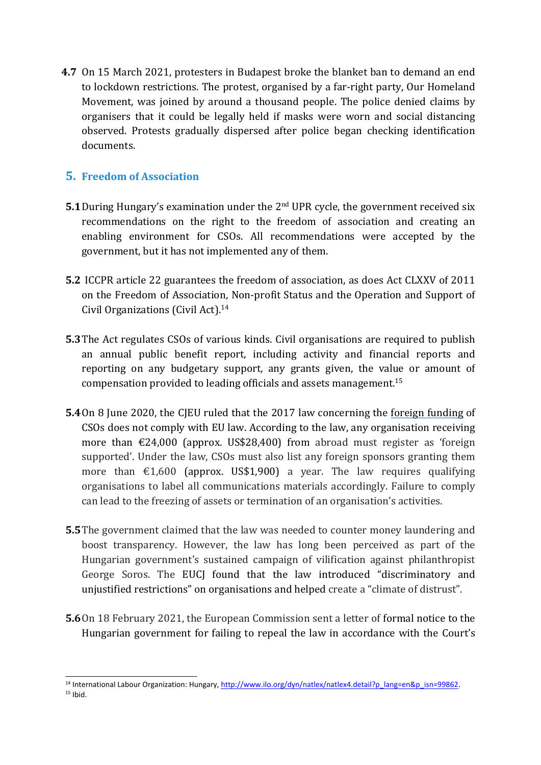**4.7** On 15 March 2021, protesters in Budapest broke the blanket ban to demand an end to lockdown restrictions. The protest, organised by a far-right party, Our Homeland Movement, was joined by around a thousand people. The police denied claims by organisers that it could be legally held if masks were worn and social distancing observed. Protests gradually dispersed after police began checking identification documents.

## 5. Freedom of Association

**5.1** During Hungary's examination under the 2nd UPR cycle, the government received six recommendations on the right to the freedom of association and creating an enabling environment for CSOs. All recommendations were accepted by the government, but it has not implemented any of them.

**5.2** ICCPR article 22 guarantees the freedom of association, as does Act CLXXV of 2011 on the Freedom of Association, Non-profit Status and the Operation and Support of Civil Organizations (Civil Act).[14]

**5.3** The Act regulates CSOs of various kinds. Civil organisations are required to publish an annual public benefit report, including activity and financial reports and reporting on any budgetary support, any grants given, the value or amount of compensation provided to leading officials and assets management.[15]

**5.4** On 8 June 2020, the CJEU ruled that the 2017 law concerning the foreign funding of CSOs does not comply with EU law. According to the law, any organisation receiving more than €24,000 (approx. US$28,400) from abroad must register as 'foreign supported'. Under the law, CSOs must also list any foreign sponsors granting them more than €1,600 (approx. US$1,900) a year. The law requires qualifying organisations to label all communications materials accordingly. Failure to comply can lead to the freezing of assets or termination of an organisation's activities.

**5.5** The government claimed that the law was needed to counter money laundering and boost transparency. However, the law has long been perceived as part of the Hungarian government's sustained campaign of vilification against philanthropist George Soros. The EUCJ found that the law introduced "discriminatory and unjustified restrictions" on organisations and helped create a "climate of distrust".

**5.6** On 18 February 2021, the European Commission sent a letter of formal notice to the Hungarian government for failing to repeal the law in accordance with the Court's

---

[14] International Labour Organization: Hungary, http://www.ilo.org/dyn/natlex/natlex4.detail?p_lang=en&p_isn=99862.

[15] Ibid.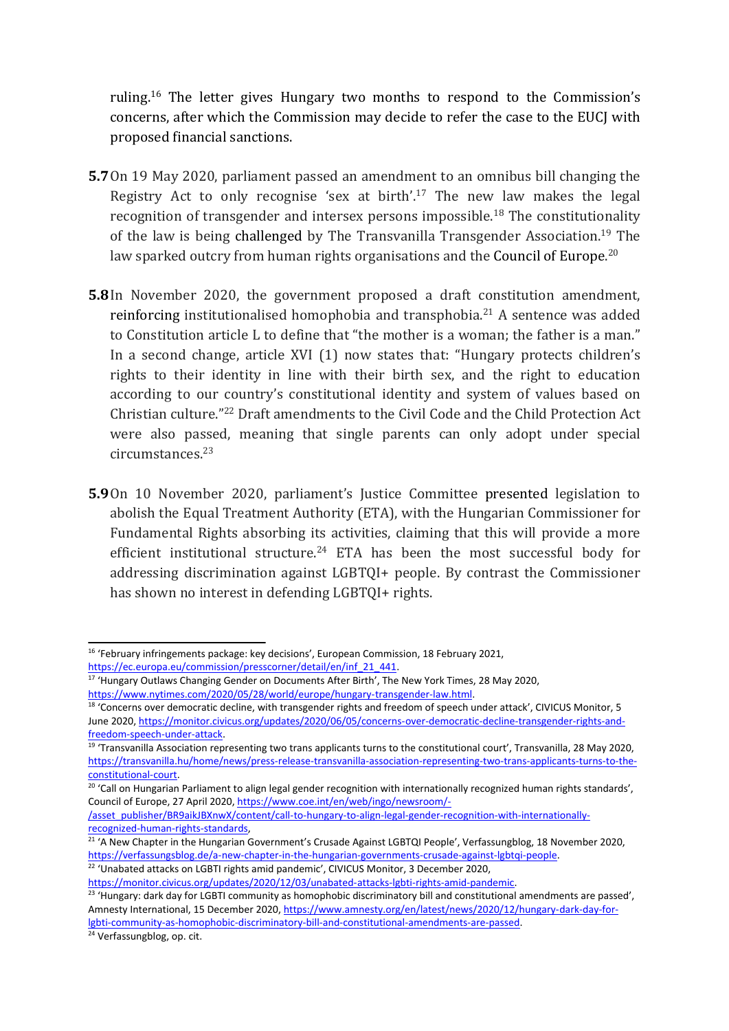ruling.[16] The letter gives Hungary two months to respond to the Commission's concerns, after which the Commission may decide to refer the case to the EUCJ with proposed financial sanctions.

**5.7** On 19 May 2020, parliament passed an amendment to an omnibus bill changing the Registry Act to only recognise 'sex at birth'.[17] The new law makes the legal recognition of transgender and intersex persons impossible.[18] The constitutionality of the law is being challenged by The Transvanilla Transgender Association.[19] The law sparked outcry from human rights organisations and the Council of Europe.[20]

**5.8** In November 2020, the government proposed a draft constitution amendment, reinforcing institutionalised homophobia and transphobia.[21] A sentence was added to Constitution article L to define that "the mother is a woman; the father is a man." In a second change, article XVI (1) now states that: "Hungary protects children's rights to their identity in line with their birth sex, and the right to education according to our country's constitutional identity and system of values based on Christian culture."[22] Draft amendments to the Civil Code and the Child Protection Act were also passed, meaning that single parents can only adopt under special circumstances.[23]

**5.9** On 10 November 2020, parliament's Justice Committee presented legislation to abolish the Equal Treatment Authority (ETA), with the Hungarian Commissioner for Fundamental Rights absorbing its activities, claiming that this will provide a more efficient institutional structure.[24] ETA has been the most successful body for addressing discrimination against LGBTQI+ people. By contrast the Commissioner has shown no interest in defending LGBTQI+ rights.

---

[16] 'February infringements package: key decisions', European Commission, 18 February 2021, https://ec.europa.eu/commission/presscorner/detail/en/inf_21_441.

[17] 'Hungary Outlaws Changing Gender on Documents After Birth', The New York Times, 28 May 2020, https://www.nytimes.com/2020/05/28/world/europe/hungary-transgender-law.html.

[18] 'Concerns over democratic decline, with transgender rights and freedom of speech under attack', CIVICUS Monitor, 5 June 2020, https://monitor.civicus.org/updates/2020/06/05/concerns-over-democratic-decline-transgender-rights-and-freedom-speech-under-attack.

[19] 'Transvanilla Association representing two trans applicants turns to the constitutional court', Transvanilla, 28 May 2020, https://transvanilla.hu/home/news/press-release-transvanilla-association-representing-two-trans-applicants-turns-to-the-constitutional-court.

[20] 'Call on Hungarian Parliament to align legal gender recognition with internationally recognized human rights standards', Council of Europe, 27 April 2020, https://www.coe.int/en/web/ingo/newsroom/-/asset_publisher/BR9aikJBXnwX/content/call-to-hungary-to-align-legal-gender-recognition-with-internationally-recognized-human-rights-standards,

[21] 'A New Chapter in the Hungarian Government's Crusade Against LGBTQI People', Verfassungsblog, 18 November 2020, https://verfassungsblog.de/a-new-chapter-in-the-hungarian-governments-crusade-against-lgbtqi-people.

[22] 'Unabated attacks on LGBTI rights amid pandemic', CIVICUS Monitor, 3 December 2020, https://monitor.civicus.org/updates/2020/12/03/unabated-attacks-lgbti-rights-amid-pandemic.

[23] 'Hungary: dark day for LGBTI community as homophobic discriminatory bill and constitutional amendments are passed', Amnesty International, 15 December 2020, https://www.amnesty.org/en/latest/news/2020/12/hungary-dark-day-for-lgbti-community-as-homophobic-discriminatory-bill-and-constitutional-amendments-are-passed.

[24] Verfassungsblog, op. cit.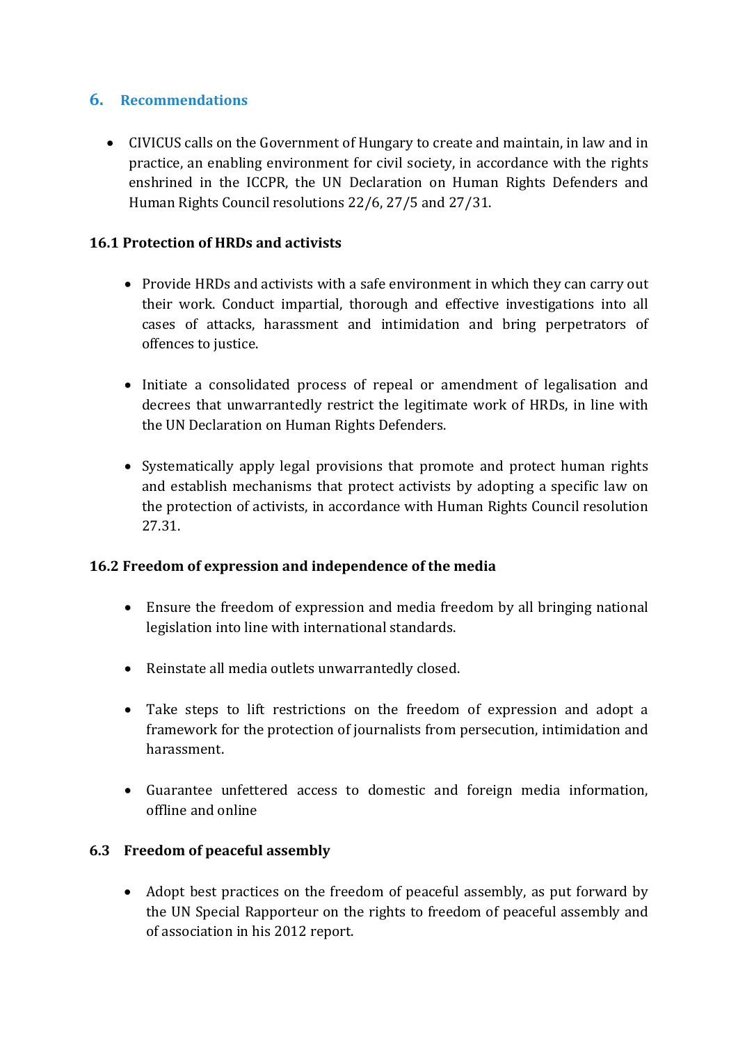## 6. Recommendations

- CIVICUS calls on the Government of Hungary to create and maintain, in law and in practice, an enabling environment for civil society, in accordance with the rights enshrined in the ICCPR, the UN Declaration on Human Rights Defenders and Human Rights Council resolutions 22/6, 27/5 and 27/31.

### 16.1 Protection of HRDs and activists

- Provide HRDs and activists with a safe environment in which they can carry out their work. Conduct impartial, thorough and effective investigations into all cases of attacks, harassment and intimidation and bring perpetrators of offences to justice.

- Initiate a consolidated process of repeal or amendment of legalisation and decrees that unwarrantedly restrict the legitimate work of HRDs, in line with the UN Declaration on Human Rights Defenders.

- Systematically apply legal provisions that promote and protect human rights and establish mechanisms that protect activists by adopting a specific law on the protection of activists, in accordance with Human Rights Council resolution 27.31.

### 16.2 Freedom of expression and independence of the media

- Ensure the freedom of expression and media freedom by all bringing national legislation into line with international standards.

- Reinstate all media outlets unwarrantedly closed.

- Take steps to lift restrictions on the freedom of expression and adopt a framework for the protection of journalists from persecution, intimidation and harassment.

- Guarantee unfettered access to domestic and foreign media information, offline and online

### 6.3 Freedom of peaceful assembly

- Adopt best practices on the freedom of peaceful assembly, as put forward by the UN Special Rapporteur on the rights to freedom of peaceful assembly and of association in his 2012 report.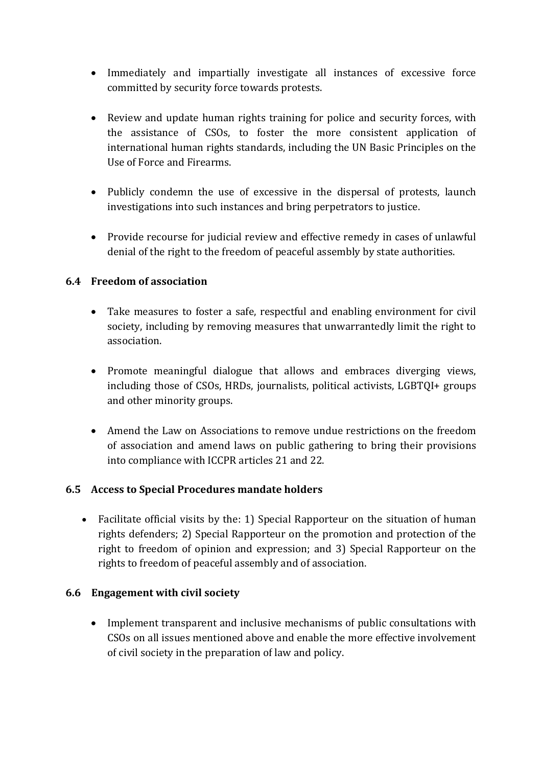- Immediately and impartially investigate all instances of excessive force committed by security force towards protests.

- Review and update human rights training for police and security forces, with the assistance of CSOs, to foster the more consistent application of international human rights standards, including the UN Basic Principles on the Use of Force and Firearms.

- Publicly condemn the use of excessive in the dispersal of protests, launch investigations into such instances and bring perpetrators to justice.

- Provide recourse for judicial review and effective remedy in cases of unlawful denial of the right to the freedom of peaceful assembly by state authorities.

### 6.4 Freedom of association

- Take measures to foster a safe, respectful and enabling environment for civil society, including by removing measures that unwarrantedly limit the right to association.

- Promote meaningful dialogue that allows and embraces diverging views, including those of CSOs, HRDs, journalists, political activists, LGBTQI+ groups and other minority groups.

- Amend the Law on Associations to remove undue restrictions on the freedom of association and amend laws on public gathering to bring their provisions into compliance with ICCPR articles 21 and 22.

### 6.5 Access to Special Procedures mandate holders

- Facilitate official visits by the: 1) Special Rapporteur on the situation of human rights defenders; 2) Special Rapporteur on the promotion and protection of the right to freedom of opinion and expression; and 3) Special Rapporteur on the rights to freedom of peaceful assembly and of association.

### 6.6 Engagement with civil society

- Implement transparent and inclusive mechanisms of public consultations with CSOs on all issues mentioned above and enable the more effective involvement of civil society in the preparation of law and policy.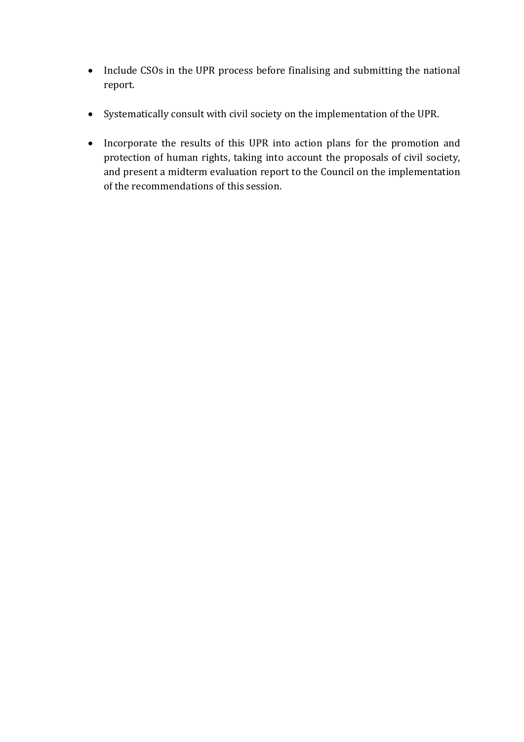- Include CSOs in the UPR process before finalising and submitting the national report.

- Systematically consult with civil society on the implementation of the UPR.

- Incorporate the results of this UPR into action plans for the promotion and protection of human rights, taking into account the proposals of civil society, and present a midterm evaluation report to the Council on the implementation of the recommendations of this session.